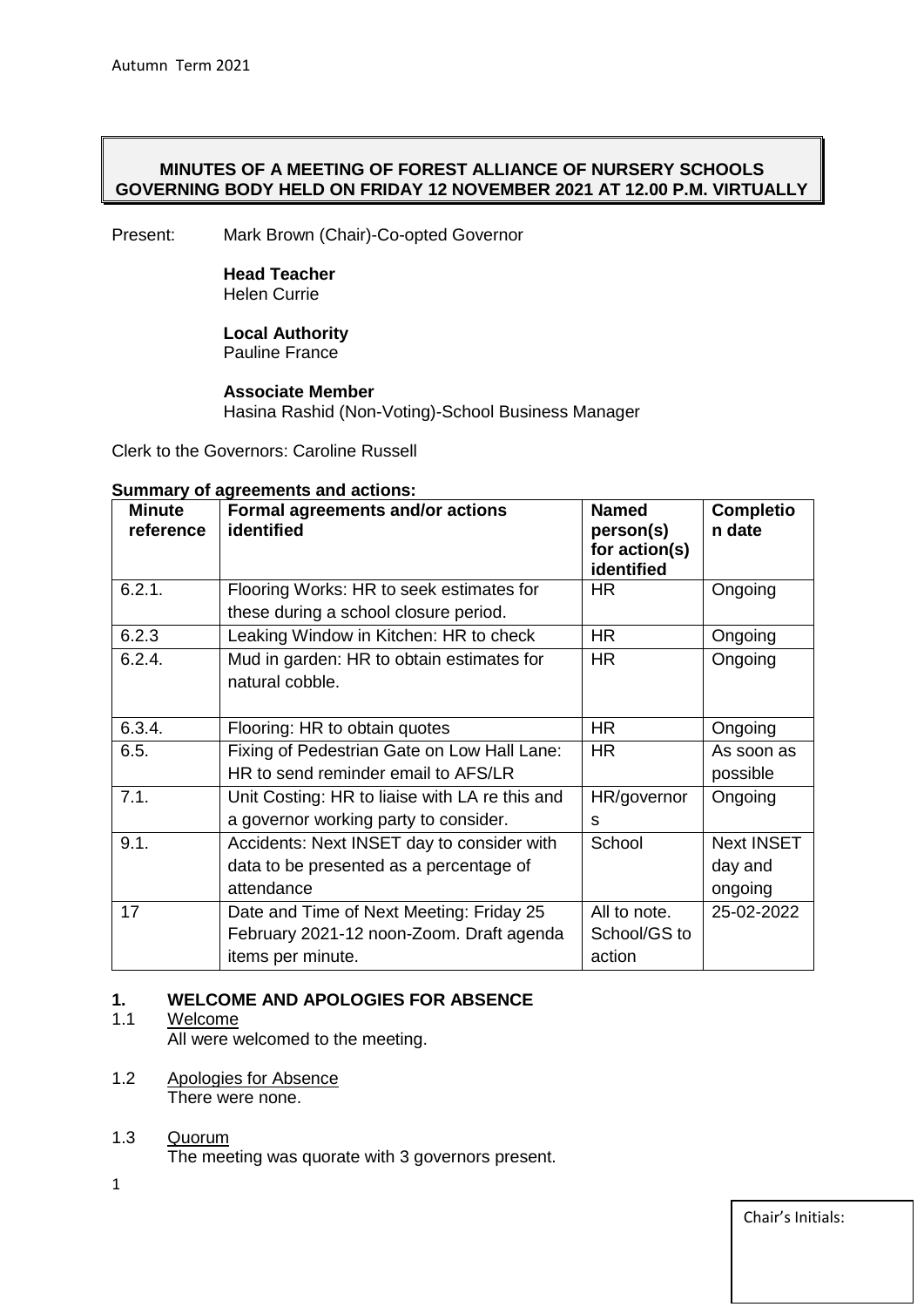Autumn Term 2021

**MINUTES OF A MEETING OF FOREST ALLIANCE OF NURSERY SCHOOLS GOVERNING BODY HELD ON FRIDAY 12 NOVEMBER 2021 AT 12.00 P.M. VIRTUALLY**

Present: Mark Brown (Chair)-Co-opted Governor

**Head Teacher**
Helen Currie

**Local Authority**
Pauline France

**Associate Member**
Hasina Rashid (Non-Voting)-School Business Manager

Clerk to the Governors: Caroline Russell

**Summary of agreements and actions:**

| Minute reference | Formal agreements and/or actions identified | Named person(s) for action(s) identified | Completion date |
|---|---|---|---|
| 6.2.1. | Flooring Works: HR to seek estimates for these during a school closure period. | HR | Ongoing |
| 6.2.3 | Leaking Window in Kitchen: HR to check | HR | Ongoing |
| 6.2.4. | Mud in garden: HR to obtain estimates for natural cobble. | HR | Ongoing |
| 6.3.4. | Flooring: HR to obtain quotes | HR | Ongoing |
| 6.5. | Fixing of Pedestrian Gate on Low Hall Lane: HR to send reminder email to AFS/LR | HR | As soon as possible |
| 7.1. | Unit Costing: HR to liaise with LA re this and a governor working party to consider. | HR/governors | Ongoing |
| 9.1. | Accidents: Next INSET day to consider with data to be presented as a percentage of attendance | School | Next INSET day and ongoing |
| 17 | Date and Time of Next Meeting: Friday 25 February 2021-12 noon-Zoom. Draft agenda items per minute. | All to note. School/GS to action | 25-02-2022 |

## 1. WELCOME AND APOLOGIES FOR ABSENCE

1.1 Welcome
All were welcomed to the meeting.

1.2 Apologies for Absence
There were none.

1.3 Quorum
The meeting was quorate with 3 governors present.

Chair's Initials: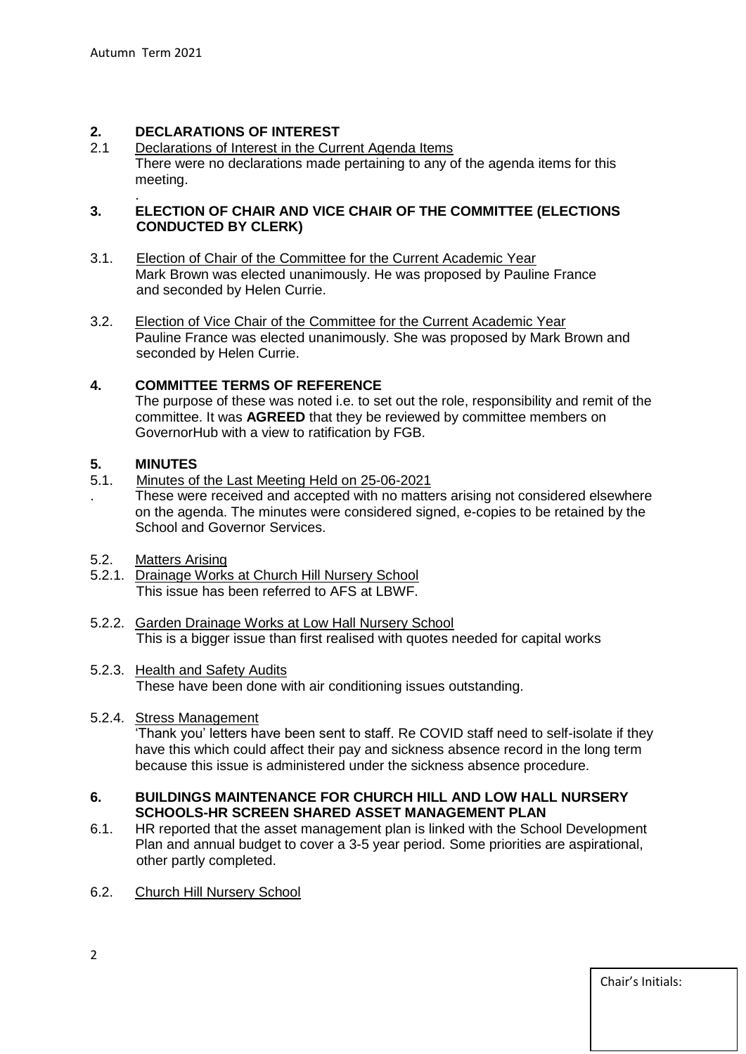## 2. DECLARATIONS OF INTEREST

2.1 Declarations of Interest in the Current Agenda Items

There were no declarations made pertaining to any of the agenda items for this meeting.

## 3. ELECTION OF CHAIR AND VICE CHAIR OF THE COMMITTEE (ELECTIONS CONDUCTED BY CLERK)

3.1. Election of Chair of the Committee for the Current Academic Year

Mark Brown was elected unanimously. He was proposed by Pauline France and seconded by Helen Currie.

3.2. Election of Vice Chair of the Committee for the Current Academic Year

Pauline France was elected unanimously. She was proposed by Mark Brown and seconded by Helen Currie.

## 4. COMMITTEE TERMS OF REFERENCE

The purpose of these was noted i.e. to set out the role, responsibility and remit of the committee. It was **AGREED** that they be reviewed by committee members on GovernorHub with a view to ratification by FGB.

## 5. MINUTES

5.1. Minutes of the Last Meeting Held on 25-06-2021

These were received and accepted with no matters arising not considered elsewhere on the agenda. The minutes were considered signed, e-copies to be retained by the School and Governor Services.

5.2. Matters Arising

5.2.1. Drainage Works at Church Hill Nursery School

This issue has been referred to AFS at LBWF.

5.2.2. Garden Drainage Works at Low Hall Nursery School

This is a bigger issue than first realised with quotes needed for capital works

5.2.3. Health and Safety Audits

These have been done with air conditioning issues outstanding.

5.2.4. Stress Management

'Thank you' letters have been sent to staff. Re COVID staff need to self-isolate if they have this which could affect their pay and sickness absence record in the long term because this issue is administered under the sickness absence procedure.

## 6. BUILDINGS MAINTENANCE FOR CHURCH HILL AND LOW HALL NURSERY SCHOOLS-HR SCREEN SHARED ASSET MANAGEMENT PLAN

6.1. HR reported that the asset management plan is linked with the School Development Plan and annual budget to cover a 3-5 year period. Some priorities are aspirational, other partly completed.

6.2. Church Hill Nursery School

Chair's Initials: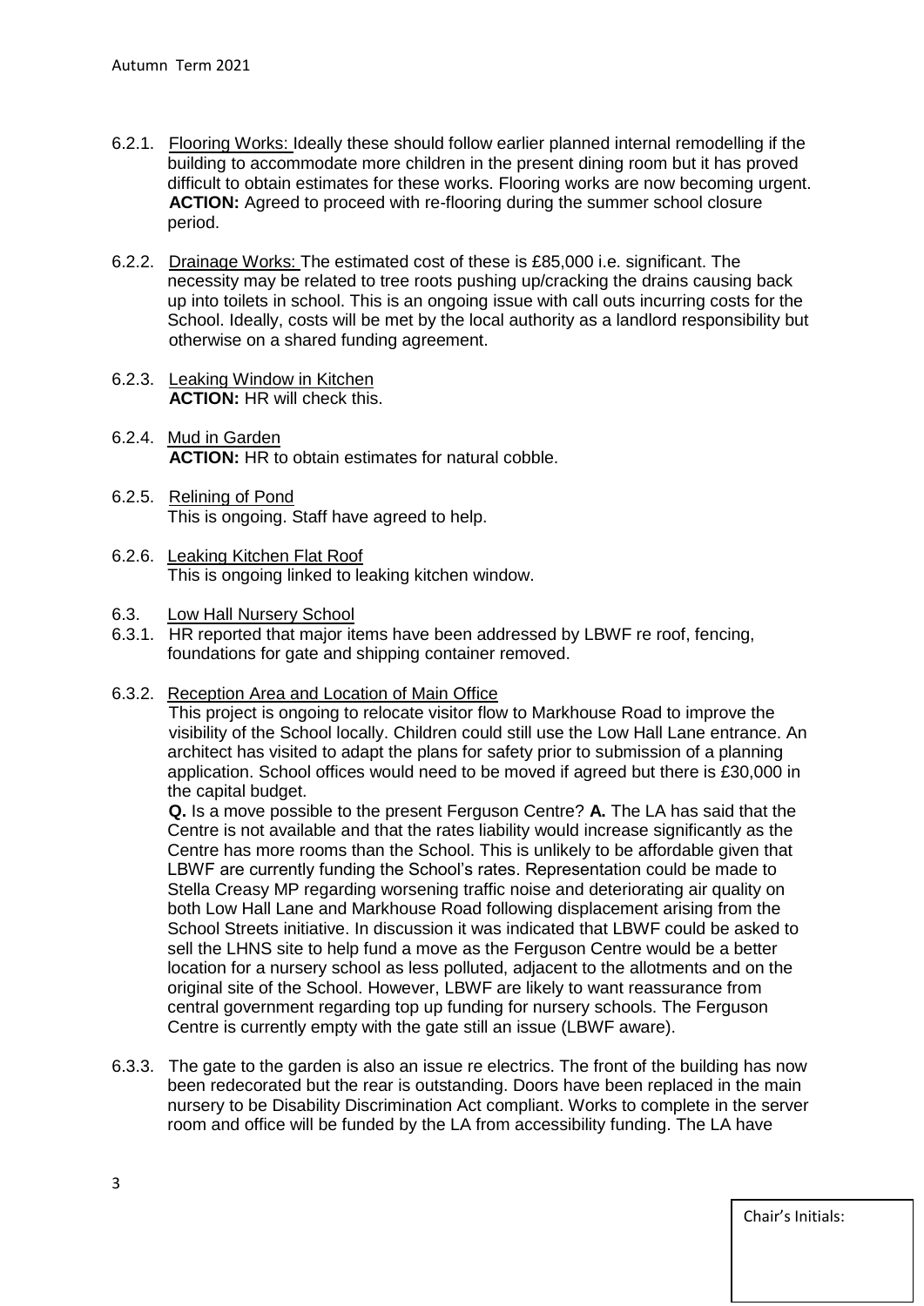6.2.1. Flooring Works: Ideally these should follow earlier planned internal remodelling if the building to accommodate more children in the present dining room but it has proved difficult to obtain estimates for these works. Flooring works are now becoming urgent.
**ACTION:** Agreed to proceed with re-flooring during the summer school closure period.

6.2.2. Drainage Works: The estimated cost of these is £85,000 i.e. significant. The necessity may be related to tree roots pushing up/cracking the drains causing back up into toilets in school. This is an ongoing issue with call outs incurring costs for the School. Ideally, costs will be met by the local authority as a landlord responsibility but otherwise on a shared funding agreement.

6.2.3. Leaking Window in Kitchen
**ACTION:** HR will check this.

6.2.4. Mud in Garden
**ACTION:** HR to obtain estimates for natural cobble.

6.2.5. Relining of Pond
This is ongoing. Staff have agreed to help.

6.2.6. Leaking Kitchen Flat Roof
This is ongoing linked to leaking kitchen window.

6.3. Low Hall Nursery School

6.3.1. HR reported that major items have been addressed by LBWF re roof, fencing, foundations for gate and shipping container removed.

6.3.2. Reception Area and Location of Main Office
This project is ongoing to relocate visitor flow to Markhouse Road to improve the visibility of the School locally. Children could still use the Low Hall Lane entrance. An architect has visited to adapt the plans for safety prior to submission of a planning application. School offices would need to be moved if agreed but there is £30,000 in the capital budget.
**Q.** Is a move possible to the present Ferguson Centre? **A.** The LA has said that the Centre is not available and that the rates liability would increase significantly as the Centre has more rooms than the School. This is unlikely to be affordable given that LBWF are currently funding the School's rates. Representation could be made to Stella Creasy MP regarding worsening traffic noise and deteriorating air quality on both Low Hall Lane and Markhouse Road following displacement arising from the School Streets initiative. In discussion it was indicated that LBWF could be asked to sell the LHNS site to help fund a move as the Ferguson Centre would be a better location for a nursery school as less polluted, adjacent to the allotments and on the original site of the School. However, LBWF are likely to want reassurance from central government regarding top up funding for nursery schools. The Ferguson Centre is currently empty with the gate still an issue (LBWF aware).

6.3.3. The gate to the garden is also an issue re electrics. The front of the building has now been redecorated but the rear is outstanding. Doors have been replaced in the main nursery to be Disability Discrimination Act compliant. Works to complete in the server room and office will be funded by the LA from accessibility funding. The LA have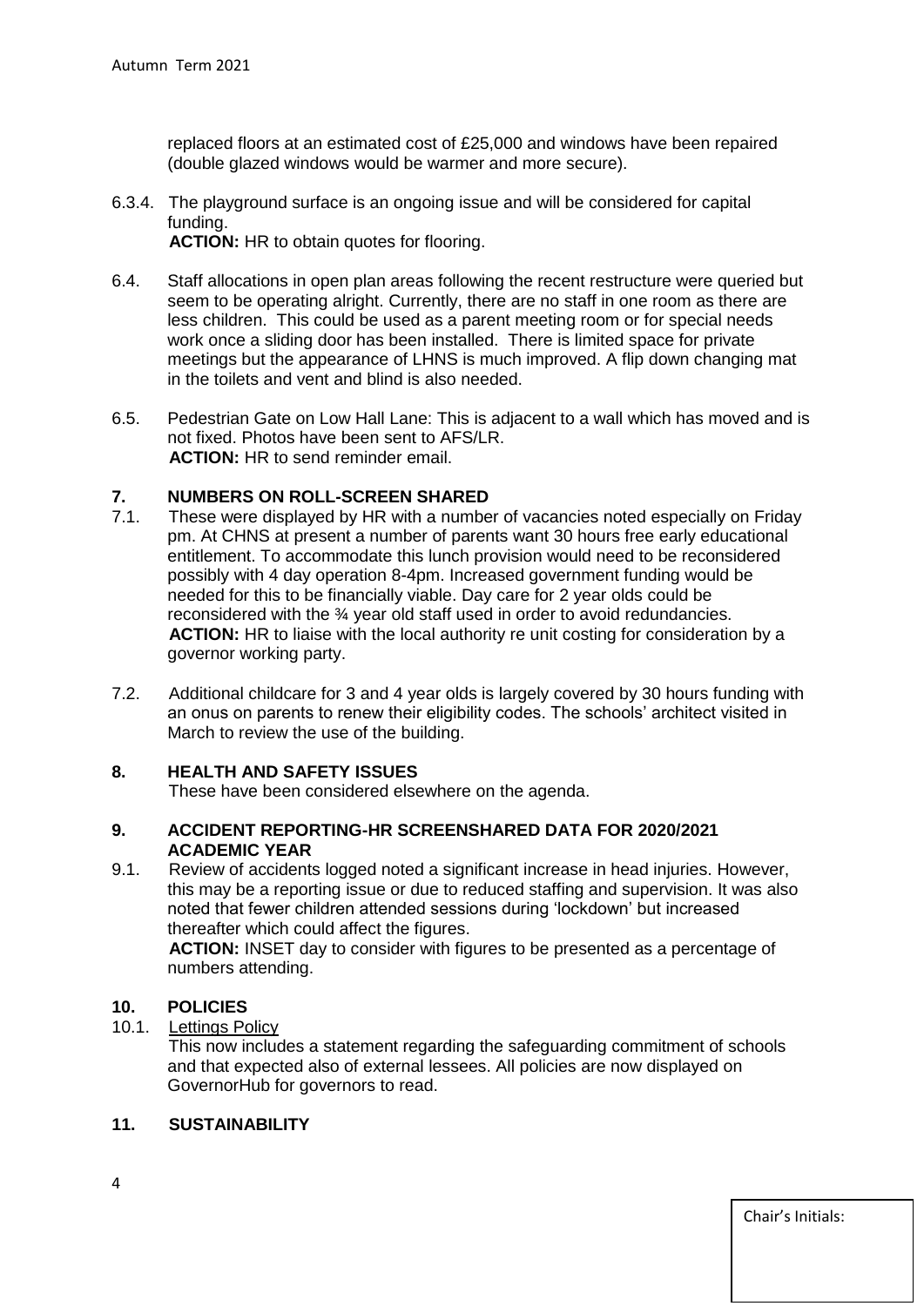replaced floors at an estimated cost of £25,000 and windows have been repaired (double glazed windows would be warmer and more secure).

6.3.4. The playground surface is an ongoing issue and will be considered for capital funding.
**ACTION:** HR to obtain quotes for flooring.

6.4. Staff allocations in open plan areas following the recent restructure were queried but seem to be operating alright. Currently, there are no staff in one room as there are less children. This could be used as a parent meeting room or for special needs work once a sliding door has been installed. There is limited space for private meetings but the appearance of LHNS is much improved. A flip down changing mat in the toilets and vent and blind is also needed.

6.5. Pedestrian Gate on Low Hall Lane: This is adjacent to a wall which has moved and is not fixed. Photos have been sent to AFS/LR.
**ACTION:** HR to send reminder email.

## 7. NUMBERS ON ROLL-SCREEN SHARED

7.1. These were displayed by HR with a number of vacancies noted especially on Friday pm. At CHNS at present a number of parents want 30 hours free early educational entitlement. To accommodate this lunch provision would need to be reconsidered possibly with 4 day operation 8-4pm. Increased government funding would be needed for this to be financially viable. Day care for 2 year olds could be reconsidered with the ¾ year old staff used in order to avoid redundancies.
**ACTION:** HR to liaise with the local authority re unit costing for consideration by a governor working party.

7.2. Additional childcare for 3 and 4 year olds is largely covered by 30 hours funding with an onus on parents to renew their eligibility codes. The schools' architect visited in March to review the use of the building.

## 8. HEALTH AND SAFETY ISSUES

These have been considered elsewhere on the agenda.

## 9. ACCIDENT REPORTING-HR SCREENSHARED DATA FOR 2020/2021 ACADEMIC YEAR

9.1. Review of accidents logged noted a significant increase in head injuries. However, this may be a reporting issue or due to reduced staffing and supervision. It was also noted that fewer children attended sessions during 'lockdown' but increased thereafter which could affect the figures.
**ACTION:** INSET day to consider with figures to be presented as a percentage of numbers attending.

## 10. POLICIES

10.1. <u>Lettings Policy</u>
This now includes a statement regarding the safeguarding commitment of schools and that expected also of external lessees. All policies are now displayed on GovernorHub for governors to read.

## 11. SUSTAINABILITY

Chair's Initials: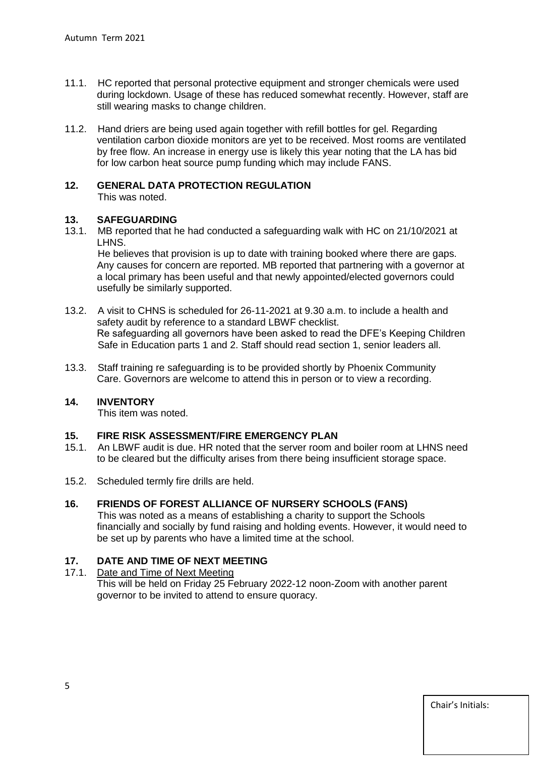11.1. HC reported that personal protective equipment and stronger chemicals were used during lockdown. Usage of these has reduced somewhat recently. However, staff are still wearing masks to change children.

11.2. Hand driers are being used again together with refill bottles for gel. Regarding ventilation carbon dioxide monitors are yet to be received. Most rooms are ventilated by free flow. An increase in energy use is likely this year noting that the LA has bid for low carbon heat source pump funding which may include FANS.

## 12. GENERAL DATA PROTECTION REGULATION

This was noted.

## 13. SAFEGUARDING

13.1. MB reported that he had conducted a safeguarding walk with HC on 21/10/2021 at LHNS.
He believes that provision is up to date with training booked where there are gaps. Any causes for concern are reported. MB reported that partnering with a governor at a local primary has been useful and that newly appointed/elected governors could usefully be similarly supported.

13.2. A visit to CHNS is scheduled for 26-11-2021 at 9.30 a.m. to include a health and safety audit by reference to a standard LBWF checklist.
Re safeguarding all governors have been asked to read the DFE's Keeping Children Safe in Education parts 1 and 2. Staff should read section 1, senior leaders all.

13.3. Staff training re safeguarding is to be provided shortly by Phoenix Community Care. Governors are welcome to attend this in person or to view a recording.

## 14. INVENTORY

This item was noted.

## 15. FIRE RISK ASSESSMENT/FIRE EMERGENCY PLAN

15.1. An LBWF audit is due. HR noted that the server room and boiler room at LHNS need to be cleared but the difficulty arises from there being insufficient storage space.

15.2. Scheduled termly fire drills are held.

## 16. FRIENDS OF FOREST ALLIANCE OF NURSERY SCHOOLS (FANS)

This was noted as a means of establishing a charity to support the Schools financially and socially by fund raising and holding events. However, it would need to be set up by parents who have a limited time at the school.

## 17. DATE AND TIME OF NEXT MEETING

17.1. Date and Time of Next Meeting
This will be held on Friday 25 February 2022-12 noon-Zoom with another parent governor to be invited to attend to ensure quoracy.

Chair's Initials: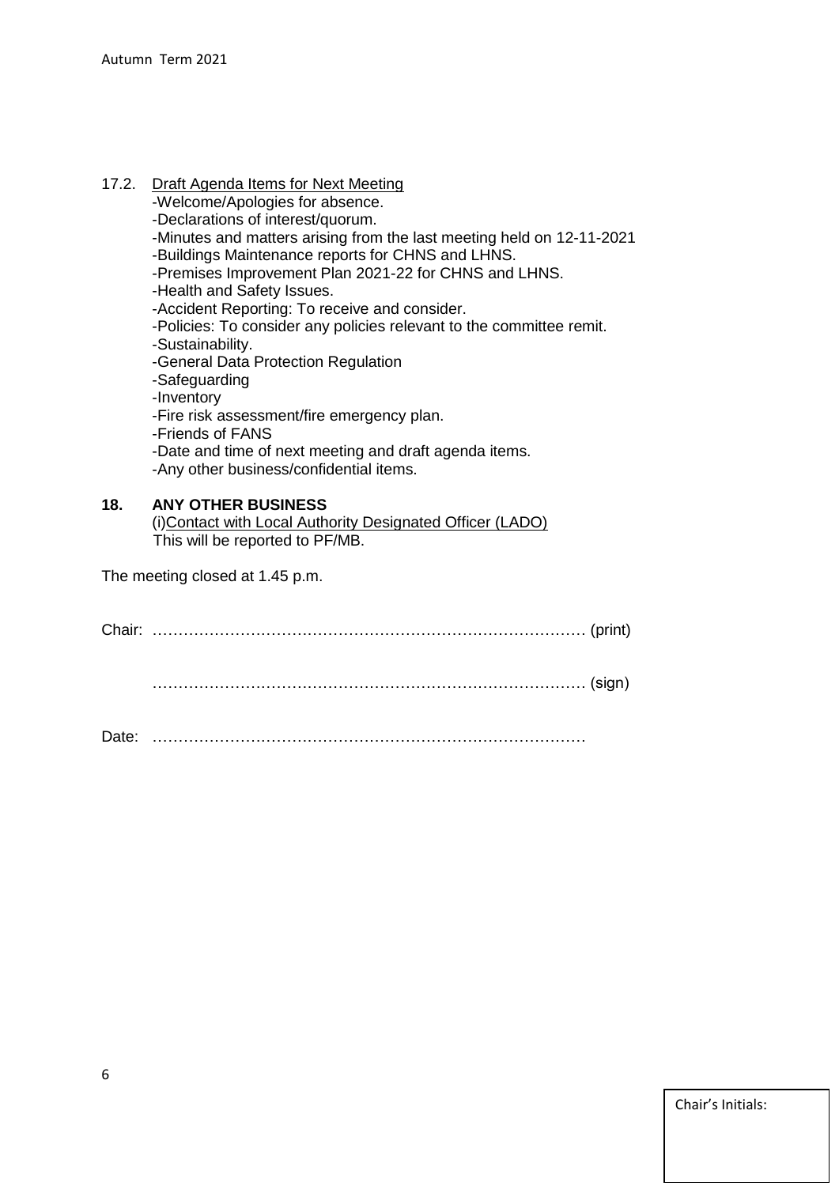17.2. Draft Agenda Items for Next Meeting

- -Welcome/Apologies for absence.
- -Declarations of interest/quorum.
- -Minutes and matters arising from the last meeting held on 12-11-2021
- -Buildings Maintenance reports for CHNS and LHNS.
- -Premises Improvement Plan 2021-22 for CHNS and LHNS.
- -Health and Safety Issues.
- -Accident Reporting: To receive and consider.
- -Policies: To consider any policies relevant to the committee remit.
- -Sustainability.
- -General Data Protection Regulation
- -Safeguarding
- -Inventory
- -Fire risk assessment/fire emergency plan.
- -Friends of FANS
- -Date and time of next meeting and draft agenda items.
- -Any other business/confidential items.

**18. ANY OTHER BUSINESS**

(i)Contact with Local Authority Designated Officer (LADO)
This will be reported to PF/MB.

The meeting closed at 1.45 p.m.

Chair: ………………………………………………………………………… (print)

………………………………………………………………………… (sign)

Date: …………………………………………………………………………

Chair's Initials: